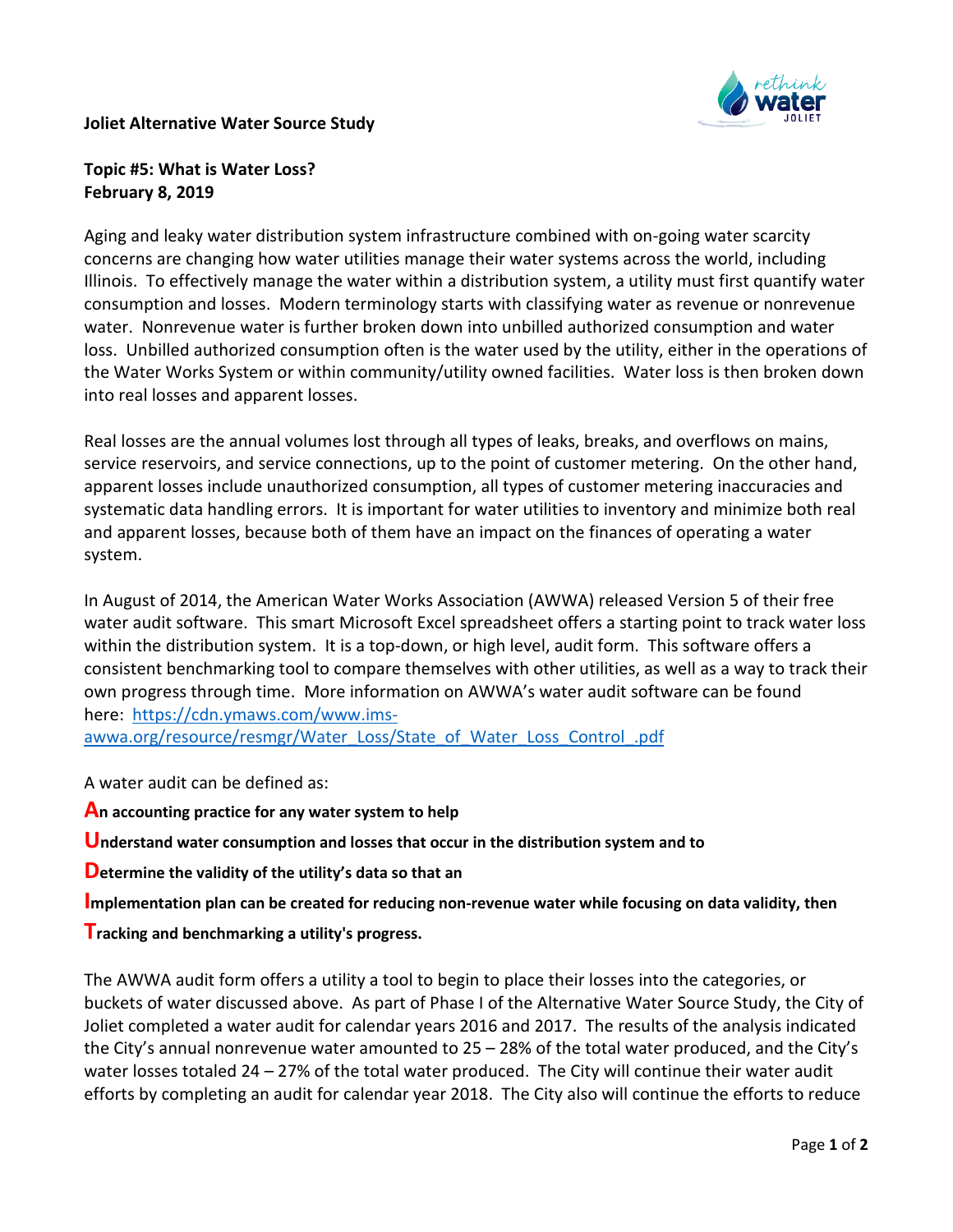**Joliet Alternative Water Source Study**

**Topic #5: What is Water Loss?**
**February 8, 2019**

Aging and leaky water distribution system infrastructure combined with on-going water scarcity concerns are changing how water utilities manage their water systems across the world, including Illinois. To effectively manage the water within a distribution system, a utility must first quantify water consumption and losses. Modern terminology starts with classifying water as revenue or nonrevenue water. Nonrevenue water is further broken down into unbilled authorized consumption and water loss. Unbilled authorized consumption often is the water used by the utility, either in the operations of the Water Works System or within community/utility owned facilities. Water loss is then broken down into real losses and apparent losses.

Real losses are the annual volumes lost through all types of leaks, breaks, and overflows on mains, service reservoirs, and service connections, up to the point of customer metering. On the other hand, apparent losses include unauthorized consumption, all types of customer metering inaccuracies and systematic data handling errors. It is important for water utilities to inventory and minimize both real and apparent losses, because both of them have an impact on the finances of operating a water system.

In August of 2014, the American Water Works Association (AWWA) released Version 5 of their free water audit software. This smart Microsoft Excel spreadsheet offers a starting point to track water loss within the distribution system. It is a top-down, or high level, audit form. This software offers a consistent benchmarking tool to compare themselves with other utilities, as well as a way to track their own progress through time. More information on AWWA's water audit software can be found here: [https://cdn.ymaws.com/www.ims-awwa.org/resource/resmgr/Water_Loss/State_of_Water_Loss_Control_.pdf](https://cdn.ymaws.com/www.ims-awwa.org/resource/resmgr/Water_Loss/State_of_Water_Loss_Control_.pdf)

A water audit can be defined as:

**An accounting practice for any water system to help**

**Understand water consumption and losses that occur in the distribution system and to**

**Determine the validity of the utility's data so that an**

**Implementation plan can be created for reducing non-revenue water while focusing on data validity, then**

**Tracking and benchmarking a utility's progress.**

The AWWA audit form offers a utility a tool to begin to place their losses into the categories, or buckets of water discussed above. As part of Phase I of the Alternative Water Source Study, the City of Joliet completed a water audit for calendar years 2016 and 2017. The results of the analysis indicated the City's annual nonrevenue water amounted to 25 – 28% of the total water produced, and the City's water losses totaled 24 – 27% of the total water produced. The City will continue their water audit efforts by completing an audit for calendar year 2018. The City also will continue the efforts to reduce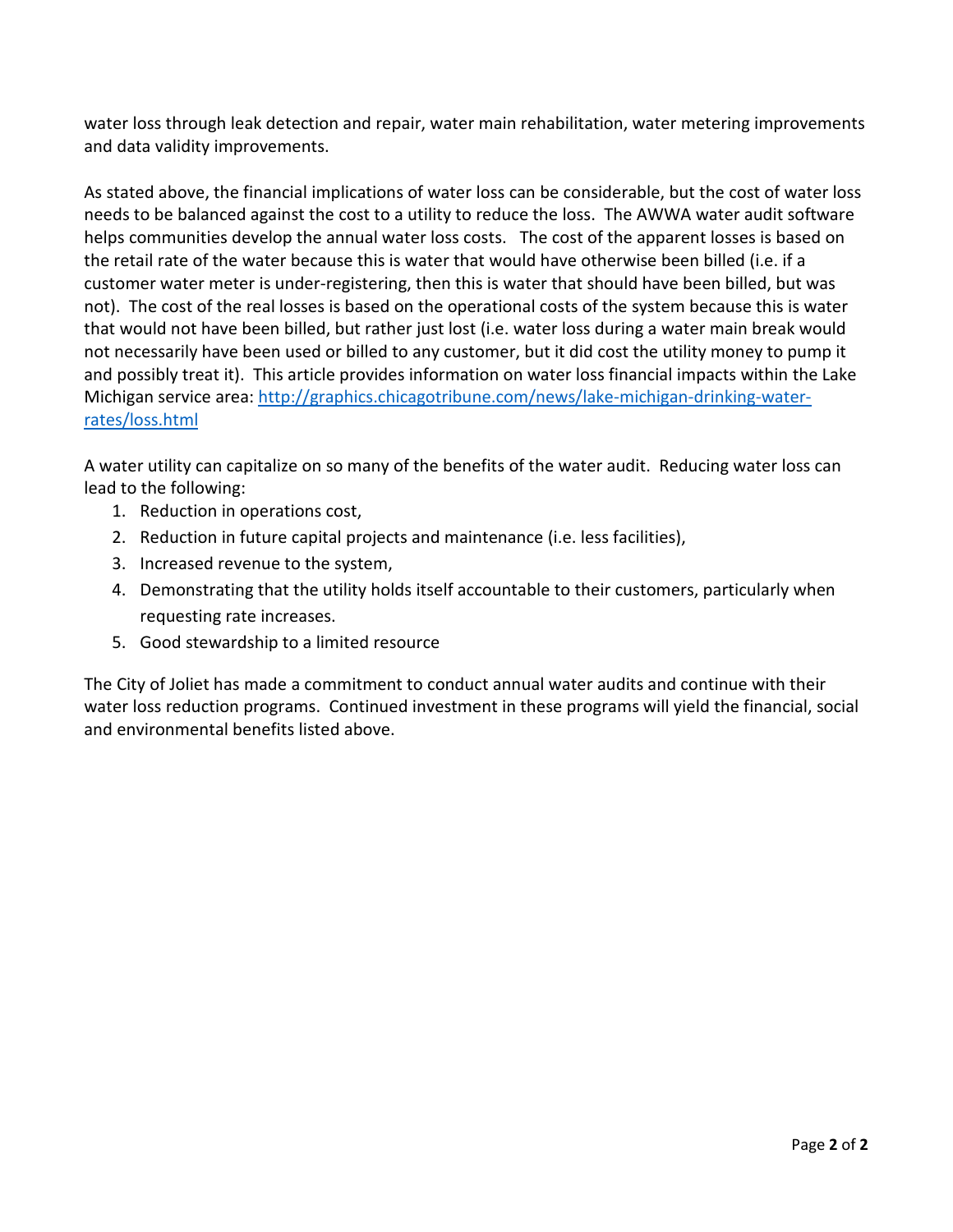water loss through leak detection and repair, water main rehabilitation, water metering improvements and data validity improvements.

As stated above, the financial implications of water loss can be considerable, but the cost of water loss needs to be balanced against the cost to a utility to reduce the loss. The AWWA water audit software helps communities develop the annual water loss costs. The cost of the apparent losses is based on the retail rate of the water because this is water that would have otherwise been billed (i.e. if a customer water meter is under-registering, then this is water that should have been billed, but was not). The cost of the real losses is based on the operational costs of the system because this is water that would not have been billed, but rather just lost (i.e. water loss during a water main break would not necessarily have been used or billed to any customer, but it did cost the utility money to pump it and possibly treat it). This article provides information on water loss financial impacts within the Lake Michigan service area: [http://graphics.chicagotribune.com/news/lake-michigan-drinking-water-rates/loss.html](http://graphics.chicagotribune.com/news/lake-michigan-drinking-water-rates/loss.html)

A water utility can capitalize on so many of the benefits of the water audit. Reducing water loss can lead to the following:

1. Reduction in operations cost,
2. Reduction in future capital projects and maintenance (i.e. less facilities),
3. Increased revenue to the system,
4. Demonstrating that the utility holds itself accountable to their customers, particularly when requesting rate increases.
5. Good stewardship to a limited resource

The City of Joliet has made a commitment to conduct annual water audits and continue with their water loss reduction programs. Continued investment in these programs will yield the financial, social and environmental benefits listed above.